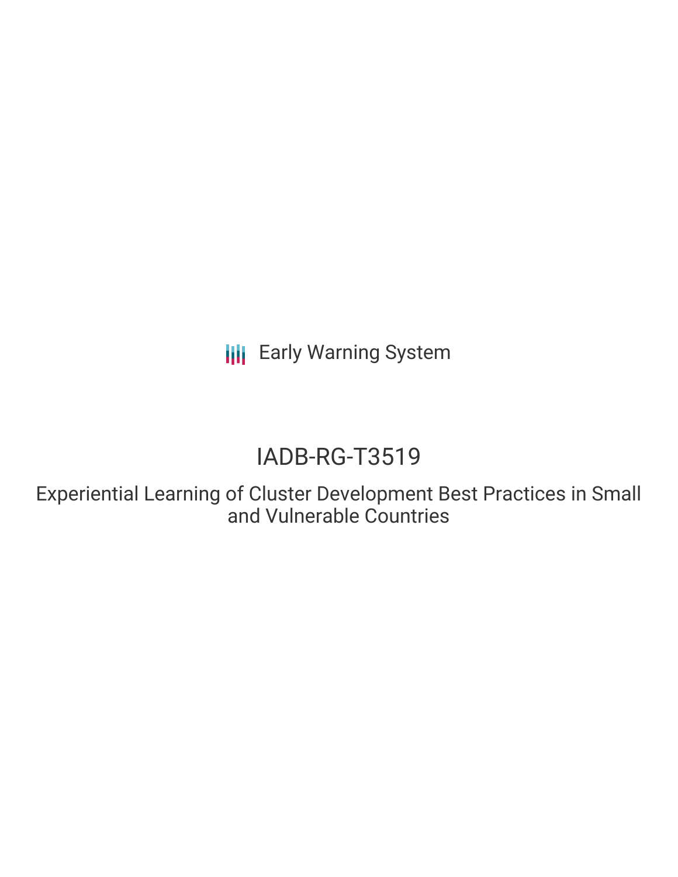Early Warning System

# IADB-RG-T3519

## Experiential Learning of Cluster Development Best Practices in Small and Vulnerable Countries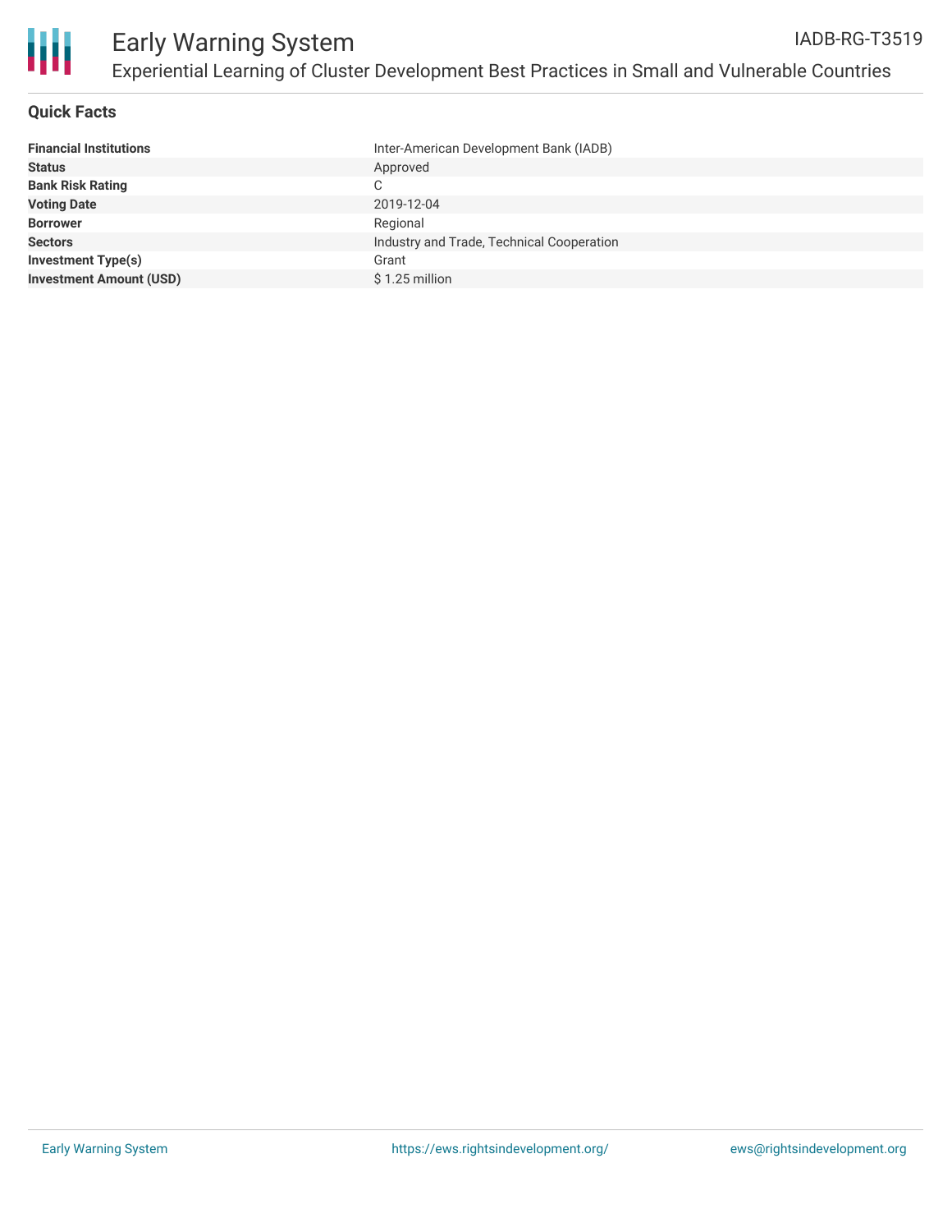# Early Warning System

## Experiential Learning of Cluster Development Best Practices in Small and Vulnerable Countries

IADB-RG-T3519

### Quick Facts

| | |
|---|---|
| **Financial Institutions** | Inter-American Development Bank (IADB) |
| **Status** | Approved |
| **Bank Risk Rating** | C |
| **Voting Date** | 2019-12-04 |
| **Borrower** | Regional |
| **Sectors** | Industry and Trade, Technical Cooperation |
| **Investment Type(s)** | Grant |
| **Investment Amount (USD)** | $ 1.25 million |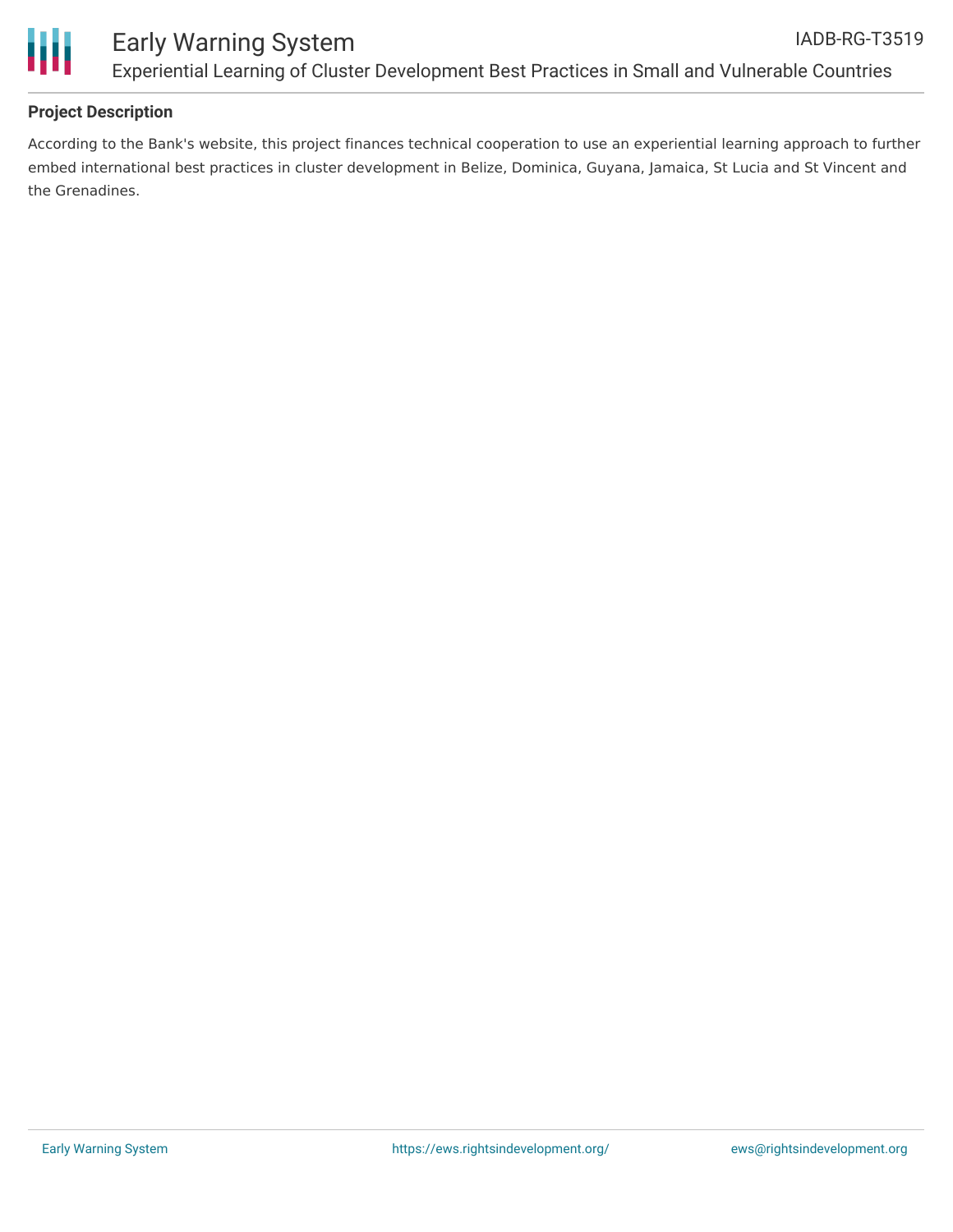## Project Description

According to the Bank's website, this project finances technical cooperation to use an experiential learning approach to further embed international best practices in cluster development in Belize, Dominica, Guyana, Jamaica, St Lucia and St Vincent and the Grenadines.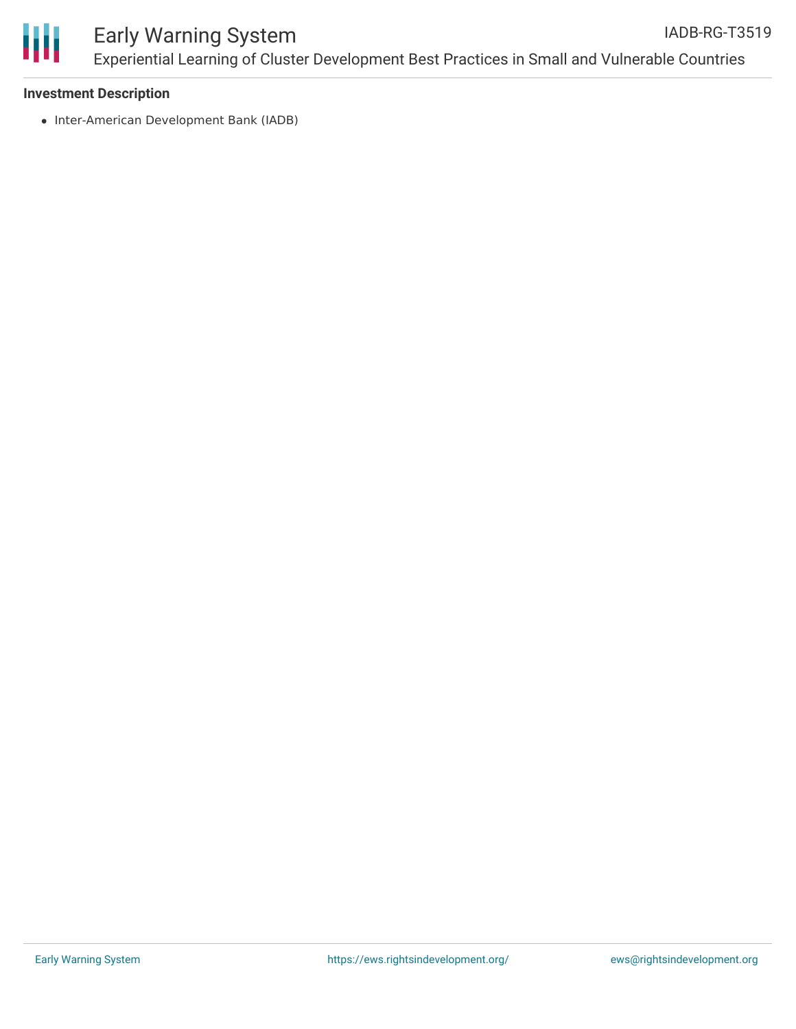### Investment Description

- Inter-American Development Bank (IADB)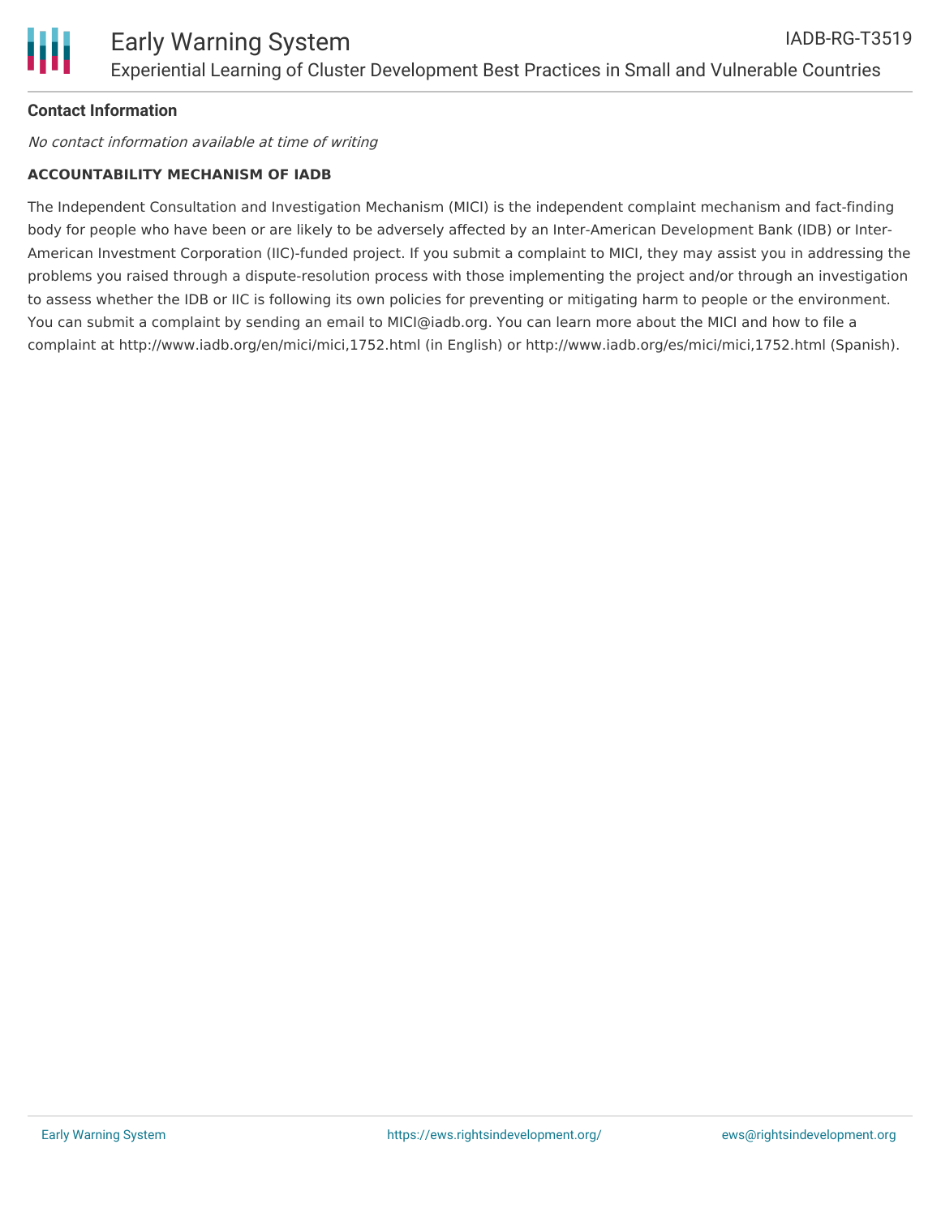**Contact Information**

*No contact information available at time of writing*

**ACCOUNTABILITY MECHANISM OF IADB**

The Independent Consultation and Investigation Mechanism (MICI) is the independent complaint mechanism and fact-finding body for people who have been or are likely to be adversely affected by an Inter-American Development Bank (IDB) or Inter-American Investment Corporation (IIC)-funded project. If you submit a complaint to MICI, they may assist you in addressing the problems you raised through a dispute-resolution process with those implementing the project and/or through an investigation to assess whether the IDB or IIC is following its own policies for preventing or mitigating harm to people or the environment. You can submit a complaint by sending an email to MICI@iadb.org. You can learn more about the MICI and how to file a complaint at http://www.iadb.org/en/mici/mici,1752.html (in English) or http://www.iadb.org/es/mici/mici,1752.html (Spanish).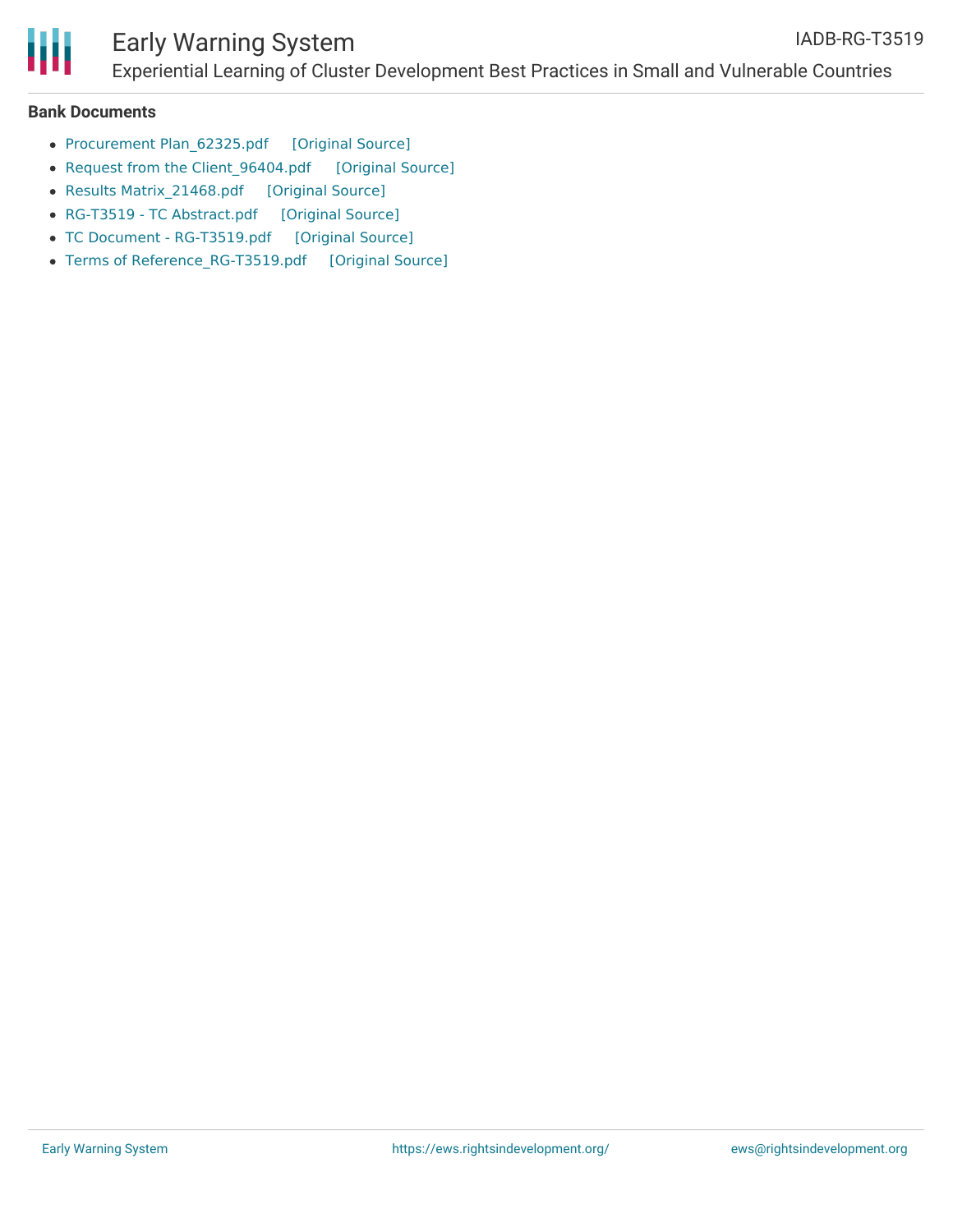**Bank Documents**

- Procurement Plan_62325.pdf [Original Source]
- Request from the Client_96404.pdf [Original Source]
- Results Matrix_21468.pdf [Original Source]
- RG-T3519 - TC Abstract.pdf [Original Source]
- TC Document - RG-T3519.pdf [Original Source]
- Terms of Reference_RG-T3519.pdf [Original Source]